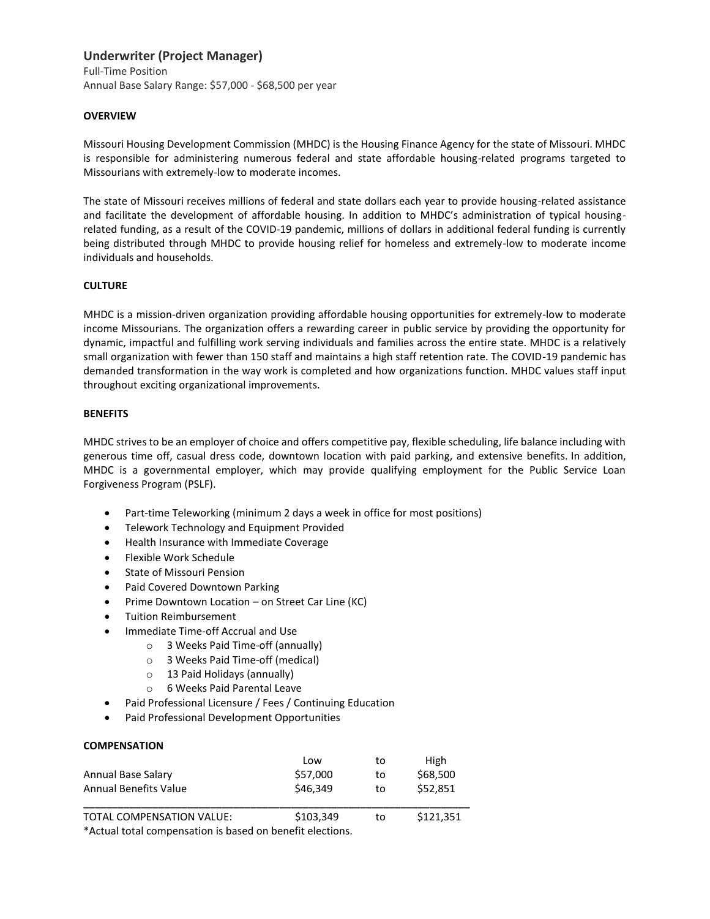# Underwriter (Project Manager)

Full-Time Position
Annual Base Salary Range: $57,000 - $68,500 per year

**OVERVIEW**

Missouri Housing Development Commission (MHDC) is the Housing Finance Agency for the state of Missouri. MHDC is responsible for administering numerous federal and state affordable housing-related programs targeted to Missourians with extremely-low to moderate incomes.

The state of Missouri receives millions of federal and state dollars each year to provide housing-related assistance and facilitate the development of affordable housing. In addition to MHDC's administration of typical housing-related funding, as a result of the COVID-19 pandemic, millions of dollars in additional federal funding is currently being distributed through MHDC to provide housing relief for homeless and extremely-low to moderate income individuals and households.

**CULTURE**

MHDC is a mission-driven organization providing affordable housing opportunities for extremely-low to moderate income Missourians. The organization offers a rewarding career in public service by providing the opportunity for dynamic, impactful and fulfilling work serving individuals and families across the entire state. MHDC is a relatively small organization with fewer than 150 staff and maintains a high staff retention rate. The COVID-19 pandemic has demanded transformation in the way work is completed and how organizations function. MHDC values staff input throughout exciting organizational improvements.

**BENEFITS**

MHDC strives to be an employer of choice and offers competitive pay, flexible scheduling, life balance including with generous time off, casual dress code, downtown location with paid parking, and extensive benefits. In addition, MHDC is a governmental employer, which may provide qualifying employment for the Public Service Loan Forgiveness Program (PSLF).

- Part-time Teleworking (minimum 2 days a week in office for most positions)
- Telework Technology and Equipment Provided
- Health Insurance with Immediate Coverage
- Flexible Work Schedule
- State of Missouri Pension
- Paid Covered Downtown Parking
- Prime Downtown Location – on Street Car Line (KC)
- Tuition Reimbursement
- Immediate Time-off Accrual and Use
  - 3 Weeks Paid Time-off (annually)
  - 3 Weeks Paid Time-off (medical)
  - 13 Paid Holidays (annually)
  - 6 Weeks Paid Parental Leave
- Paid Professional Licensure / Fees / Continuing Education
- Paid Professional Development Opportunities

**COMPENSATION**

| | Low | to | High |
|---|---|---|---|
| Annual Base Salary | $57,000 | to | $68,500 |
| Annual Benefits Value | $46,349 | to | $52,851 |
| TOTAL COMPENSATION VALUE: | $103,349 | to | $121,351 |

*Actual total compensation is based on benefit elections.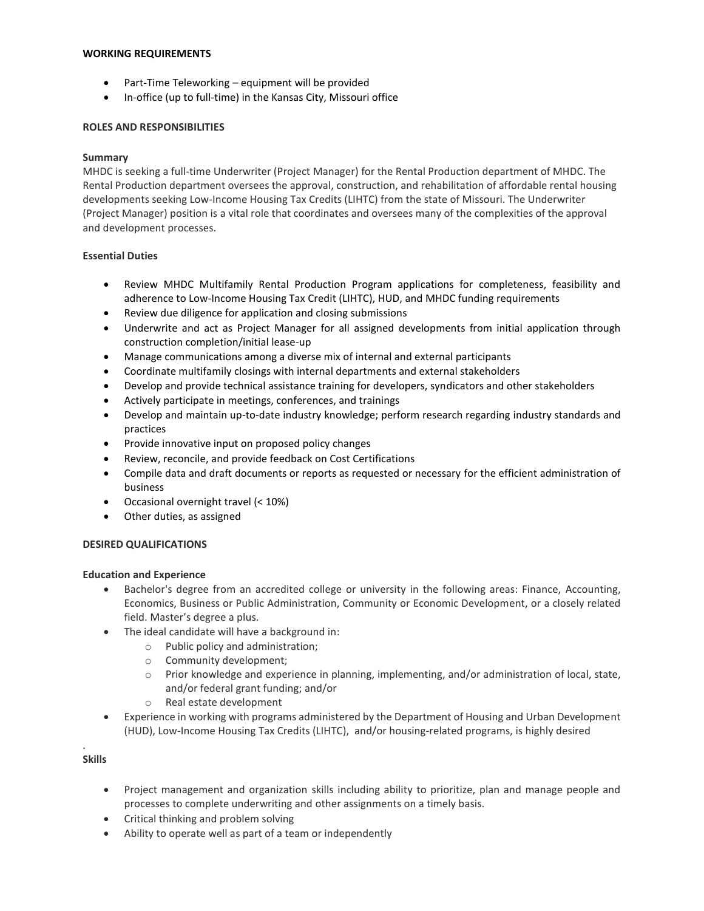**WORKING REQUIREMENTS**

- Part-Time Teleworking – equipment will be provided
- In-office (up to full-time) in the Kansas City, Missouri office

**ROLES AND RESPONSIBILITIES**

**Summary**

MHDC is seeking a full-time Underwriter (Project Manager) for the Rental Production department of MHDC. The Rental Production department oversees the approval, construction, and rehabilitation of affordable rental housing developments seeking Low-Income Housing Tax Credits (LIHTC) from the state of Missouri. The Underwriter (Project Manager) position is a vital role that coordinates and oversees many of the complexities of the approval and development processes.

**Essential Duties**

- Review MHDC Multifamily Rental Production Program applications for completeness, feasibility and adherence to Low-Income Housing Tax Credit (LIHTC), HUD, and MHDC funding requirements
- Review due diligence for application and closing submissions
- Underwrite and act as Project Manager for all assigned developments from initial application through construction completion/initial lease-up
- Manage communications among a diverse mix of internal and external participants
- Coordinate multifamily closings with internal departments and external stakeholders
- Develop and provide technical assistance training for developers, syndicators and other stakeholders
- Actively participate in meetings, conferences, and trainings
- Develop and maintain up-to-date industry knowledge; perform research regarding industry standards and practices
- Provide innovative input on proposed policy changes
- Review, reconcile, and provide feedback on Cost Certifications
- Compile data and draft documents or reports as requested or necessary for the efficient administration of business
- Occasional overnight travel (< 10%)
- Other duties, as assigned

**DESIRED QUALIFICATIONS**

**Education and Experience**

- Bachelor's degree from an accredited college or university in the following areas: Finance, Accounting, Economics, Business or Public Administration, Community or Economic Development, or a closely related field. Master's degree a plus.
- The ideal candidate will have a background in:
  - Public policy and administration;
  - Community development;
  - Prior knowledge and experience in planning, implementing, and/or administration of local, state, and/or federal grant funding; and/or
  - Real estate development
- Experience in working with programs administered by the Department of Housing and Urban Development (HUD), Low-Income Housing Tax Credits (LIHTC), and/or housing-related programs, is highly desired

.

**Skills**

- Project management and organization skills including ability to prioritize, plan and manage people and processes to complete underwriting and other assignments on a timely basis.
- Critical thinking and problem solving
- Ability to operate well as part of a team or independently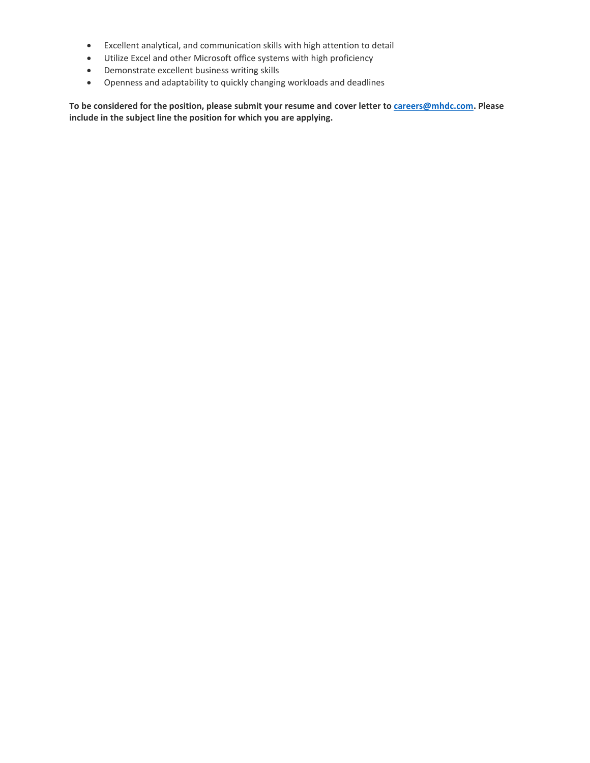- Excellent analytical, and communication skills with high attention to detail
- Utilize Excel and other Microsoft office systems with high proficiency
- Demonstrate excellent business writing skills
- Openness and adaptability to quickly changing workloads and deadlines

**To be considered for the position, please submit your resume and cover letter to [careers@mhdc.com](mailto:careers@mhdc.com). Please include in the subject line the position for which you are applying.**